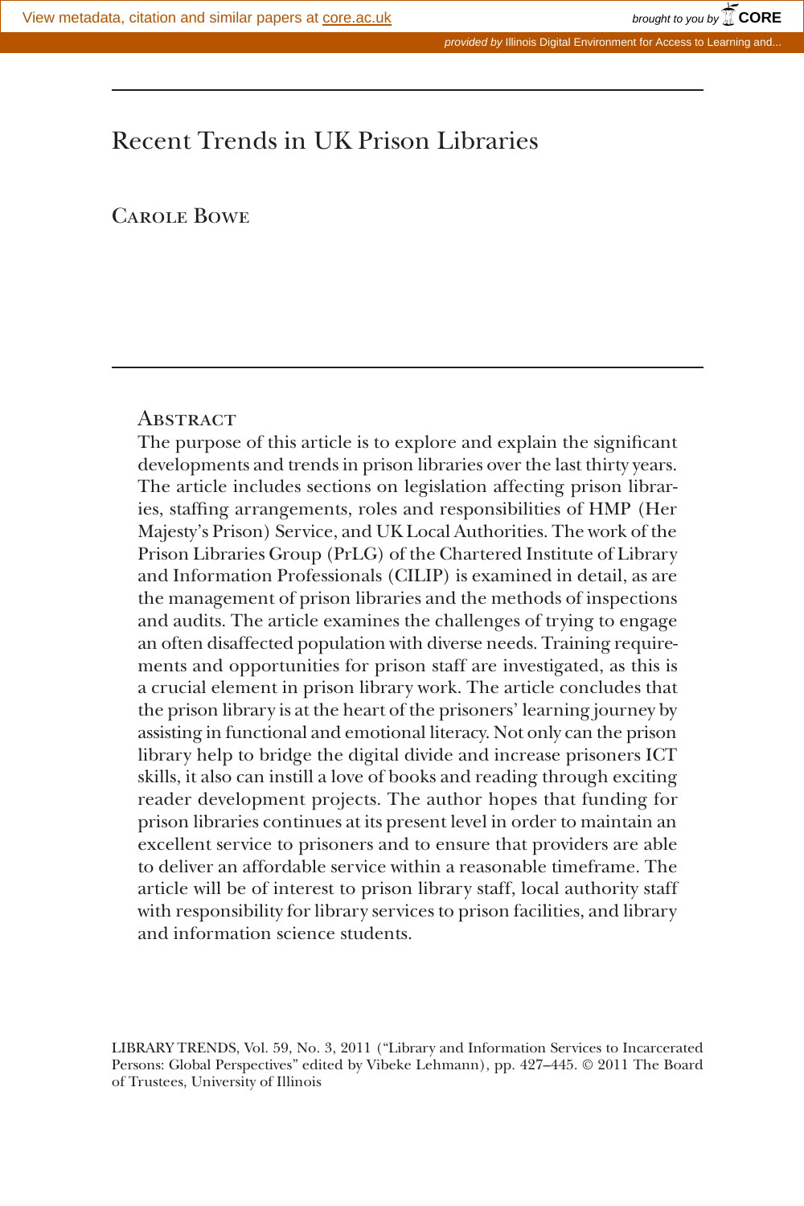# Recent Trends in UK Prison Libraries

Carole Bowe

## Abstract

The purpose of this article is to explore and explain the significant developments and trends in prison libraries over the last thirty years. The article includes sections on legislation affecting prison libraries, staffing arrangements, roles and responsibilities of HMP (Her Majesty's Prison) Service, and UK Local Authorities. The work of the Prison Libraries Group (PrLG) of the Chartered Institute of Library and Information Professionals (CILIP) is examined in detail, as are the management of prison libraries and the methods of inspections and audits. The article examines the challenges of trying to engage an often disaffected population with diverse needs. Training requirements and opportunities for prison staff are investigated, as this is a crucial element in prison library work. The article concludes that the prison library is at the heart of the prisoners' learning journey by assisting in functional and emotional literacy. Not only can the prison library help to bridge the digital divide and increase prisoners ICT skills, it also can instill a love of books and reading through exciting reader development projects. The author hopes that funding for prison libraries continues at its present level in order to maintain an excellent service to prisoners and to ensure that providers are able to deliver an affordable service within a reasonable timeframe. The article will be of interest to prison library staff, local authority staff with responsibility for library services to prison facilities, and library and information science students.

LIBRARY TRENDS, Vol. 59, No. 3, 2011 ("Library and Information Services to Incarcerated Persons: Global Perspectives" edited by Vibeke Lehmann), pp. 427–445. © 2011 The Board of Trustees, University of Illinois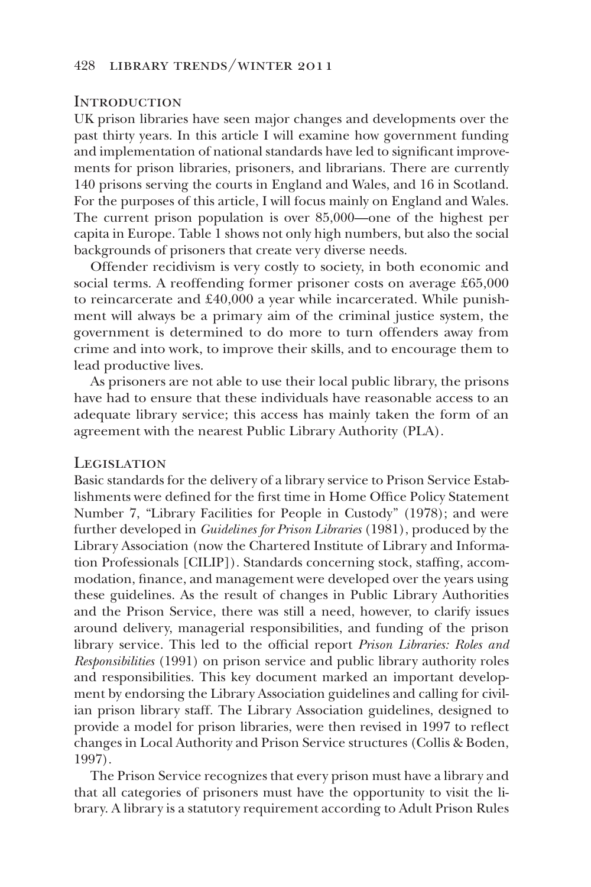## Introduction

UK prison libraries have seen major changes and developments over the past thirty years. In this article I will examine how government funding and implementation of national standards have led to significant improvements for prison libraries, prisoners, and librarians. There are currently 140 prisons serving the courts in England and Wales, and 16 in Scotland. For the purposes of this article, I will focus mainly on England and Wales. The current prison population is over 85,000—one of the highest per capita in Europe. Table 1 shows not only high numbers, but also the social backgrounds of prisoners that create very diverse needs.

Offender recidivism is very costly to society, in both economic and social terms. A reoffending former prisoner costs on average £65,000 to reincarcerate and £40,000 a year while incarcerated. While punishment will always be a primary aim of the criminal justice system, the government is determined to do more to turn offenders away from crime and into work, to improve their skills, and to encourage them to lead productive lives.

As prisoners are not able to use their local public library, the prisons have had to ensure that these individuals have reasonable access to an adequate library service; this access has mainly taken the form of an agreement with the nearest Public Library Authority (PLA).

## Legislation

Basic standards for the delivery of a library service to Prison Service Establishments were defined for the first time in Home Office Policy Statement Number 7, "Library Facilities for People in Custody" (1978); and were further developed in *Guidelines for Prison Libraries* (1981), produced by the Library Association (now the Chartered Institute of Library and Information Professionals [CILIP]). Standards concerning stock, staffing, accommodation, finance, and management were developed over the years using these guidelines. As the result of changes in Public Library Authorities and the Prison Service, there was still a need, however, to clarify issues around delivery, managerial responsibilities, and funding of the prison library service. This led to the official report *Prison Libraries: Roles and Responsibilities* (1991) on prison service and public library authority roles and responsibilities. This key document marked an important development by endorsing the Library Association guidelines and calling for civilian prison library staff. The Library Association guidelines, designed to provide a model for prison libraries, were then revised in 1997 to reflect changes in Local Authority and Prison Service structures (Collis & Boden, 1997).

The Prison Service recognizes that every prison must have a library and that all categories of prisoners must have the opportunity to visit the library. A library is a statutory requirement according to Adult Prison Rules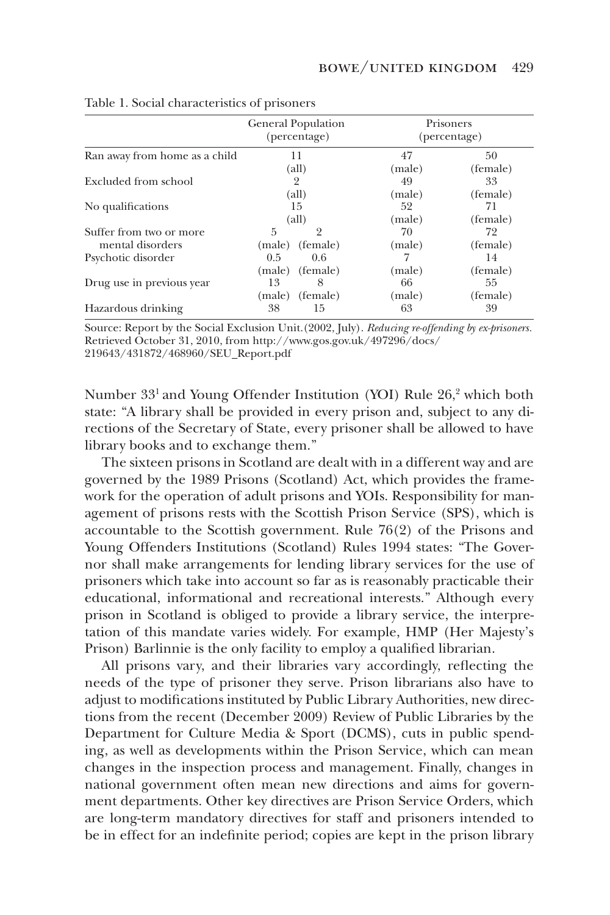Table 1. Social characteristics of prisoners

| | General Population (percentage) | | Prisoners (percentage) | |
|---|---|---|---|---|
| Ran away from home as a child | 11 (all) | | 47 (male) | 50 (female) |
| Excluded from school | 2 (all) | | 49 (male) | 33 (female) |
| No qualifications | 15 (all) | | 52 (male) | 71 (female) |
| Suffer from two or more mental disorders | 5 (male) | 2 (female) | 70 (male) | 72 (female) |
| Psychotic disorder | 0.5 (male) | 0.6 (female) | 7 (male) | 14 (female) |
| Drug use in previous year | 13 (male) | 8 (female) | 66 (male) | 55 (female) |
| Hazardous drinking | 38 | 15 | 63 | 39 |

Source: Report by the Social Exclusion Unit. (2002, July). *Reducing re-offending by ex-prisoners.* Retrieved October 31, 2010, from http://www.gos.gov.uk/497296/docs/219643/431872/468960/SEU_Report.pdf

Number 33[1] and Young Offender Institution (YOI) Rule 26,[2] which both state: "A library shall be provided in every prison and, subject to any directions of the Secretary of State, every prisoner shall be allowed to have library books and to exchange them."

The sixteen prisons in Scotland are dealt with in a different way and are governed by the 1989 Prisons (Scotland) Act, which provides the framework for the operation of adult prisons and YOIs. Responsibility for management of prisons rests with the Scottish Prison Service (SPS), which is accountable to the Scottish government. Rule 76(2) of the Prisons and Young Offenders Institutions (Scotland) Rules 1994 states: "The Governor shall make arrangements for lending library services for the use of prisoners which take into account so far as is reasonably practicable their educational, informational and recreational interests." Although every prison in Scotland is obliged to provide a library service, the interpretation of this mandate varies widely. For example, HMP (Her Majesty's Prison) Barlinnie is the only facility to employ a qualified librarian.

All prisons vary, and their libraries vary accordingly, reflecting the needs of the type of prisoner they serve. Prison librarians also have to adjust to modifications instituted by Public Library Authorities, new directions from the recent (December 2009) Review of Public Libraries by the Department for Culture Media & Sport (DCMS), cuts in public spending, as well as developments within the Prison Service, which can mean changes in the inspection process and management. Finally, changes in national government often mean new directions and aims for government departments. Other key directives are Prison Service Orders, which are long-term mandatory directives for staff and prisoners intended to be in effect for an indefinite period; copies are kept in the prison library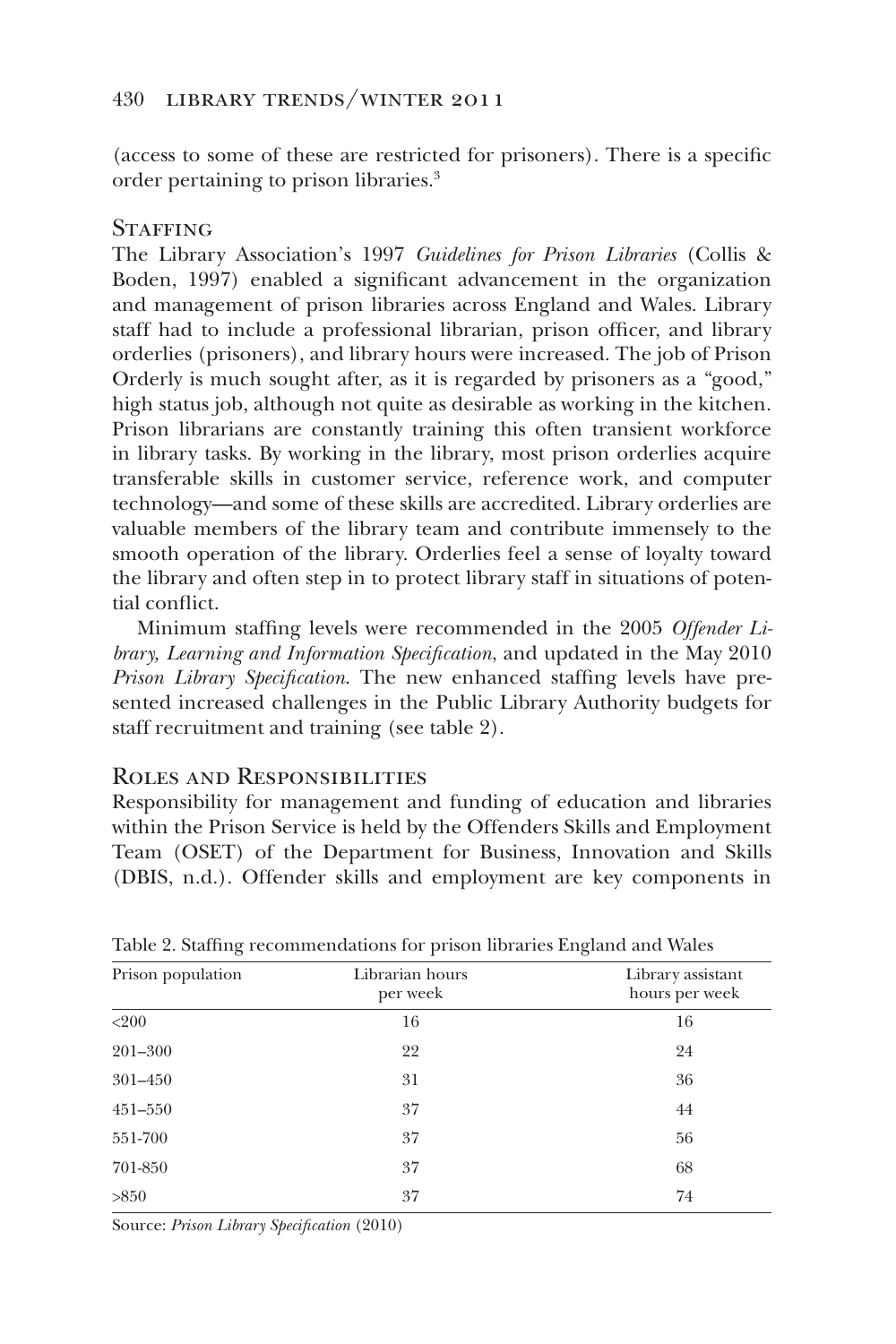(access to some of these are restricted for prisoners). There is a specific order pertaining to prison libraries.[3]

## Staffing

The Library Association's 1997 *Guidelines for Prison Libraries* (Collis & Boden, 1997) enabled a significant advancement in the organization and management of prison libraries across England and Wales. Library staff had to include a professional librarian, prison officer, and library orderlies (prisoners), and library hours were increased. The job of Prison Orderly is much sought after, as it is regarded by prisoners as a "good," high status job, although not quite as desirable as working in the kitchen. Prison librarians are constantly training this often transient workforce in library tasks. By working in the library, most prison orderlies acquire transferable skills in customer service, reference work, and computer technology—and some of these skills are accredited. Library orderlies are valuable members of the library team and contribute immensely to the smooth operation of the library. Orderlies feel a sense of loyalty toward the library and often step in to protect library staff in situations of potential conflict.

Minimum staffing levels were recommended in the 2005 *Offender Library, Learning and Information Specification*, and updated in the May 2010 *Prison Library Specification*. The new enhanced staffing levels have presented increased challenges in the Public Library Authority budgets for staff recruitment and training (see table 2).

## Roles and Responsibilities

Responsibility for management and funding of education and libraries within the Prison Service is held by the Offenders Skills and Employment Team (OSET) of the Department for Business, Innovation and Skills (DBIS, n.d.). Offender skills and employment are key components in

Table 2. Staffing recommendations for prison libraries England and Wales

| Prison population | Librarian hours per week | Library assistant hours per week |
|---|---|---|
| <200 | 16 | 16 |
| 201–300 | 22 | 24 |
| 301–450 | 31 | 36 |
| 451–550 | 37 | 44 |
| 551-700 | 37 | 56 |
| 701-850 | 37 | 68 |
| >850 | 37 | 74 |

Source: *Prison Library Specification* (2010)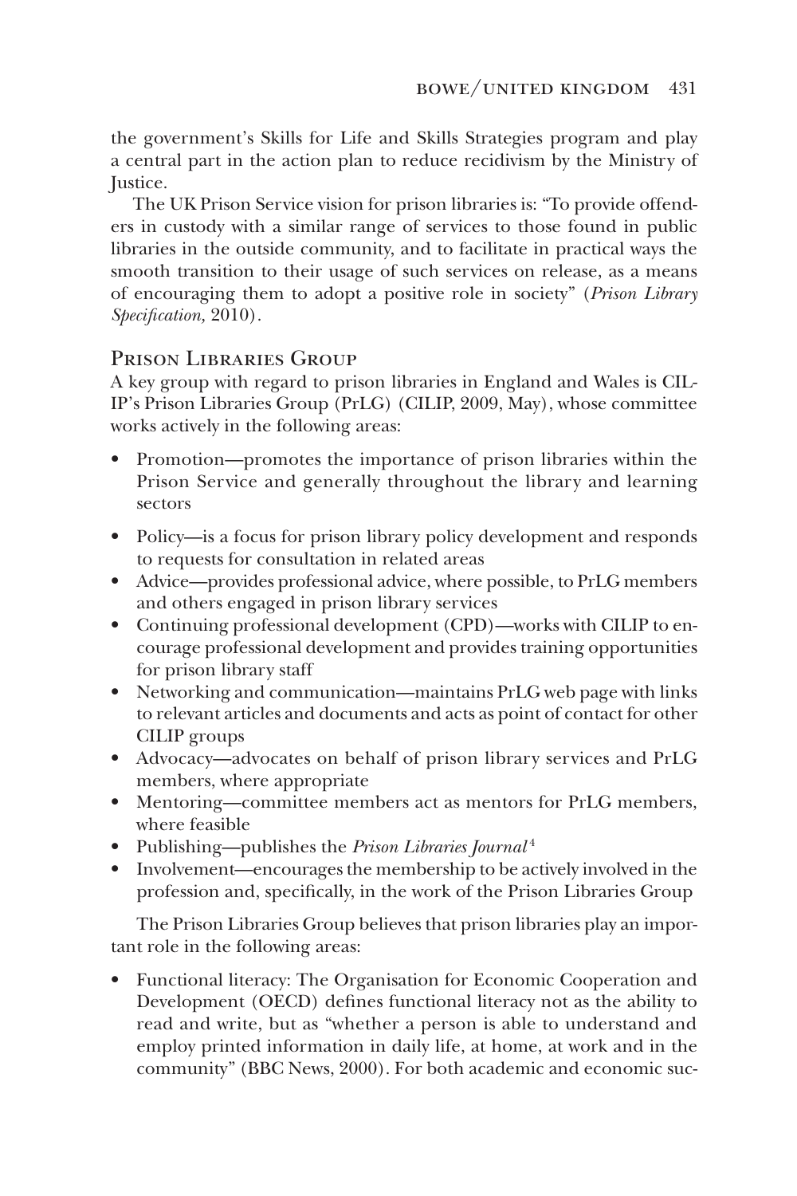the government's Skills for Life and Skills Strategies program and play a central part in the action plan to reduce recidivism by the Ministry of Justice.

The UK Prison Service vision for prison libraries is: "To provide offenders in custody with a similar range of services to those found in public libraries in the outside community, and to facilitate in practical ways the smooth transition to their usage of such services on release, as a means of encouraging them to adopt a positive role in society" (*Prison Library Specification,* 2010).

## Prison Libraries Group

A key group with regard to prison libraries in England and Wales is CILIP's Prison Libraries Group (PrLG) (CILIP, 2009, May), whose committee works actively in the following areas:

- Promotion—promotes the importance of prison libraries within the Prison Service and generally throughout the library and learning sectors
- Policy—is a focus for prison library policy development and responds to requests for consultation in related areas
- Advice—provides professional advice, where possible, to PrLG members and others engaged in prison library services
- Continuing professional development (CPD)—works with CILIP to encourage professional development and provides training opportunities for prison library staff
- Networking and communication—maintains PrLG web page with links to relevant articles and documents and acts as point of contact for other CILIP groups
- Advocacy—advocates on behalf of prison library services and PrLG members, where appropriate
- Mentoring—committee members act as mentors for PrLG members, where feasible
- Publishing—publishes the *Prison Libraries Journal*[4]
- Involvement—encourages the membership to be actively involved in the profession and, specifically, in the work of the Prison Libraries Group

The Prison Libraries Group believes that prison libraries play an important role in the following areas:

- Functional literacy: The Organisation for Economic Cooperation and Development (OECD) defines functional literacy not as the ability to read and write, but as "whether a person is able to understand and employ printed information in daily life, at home, at work and in the community" (BBC News, 2000). For both academic and economic suc-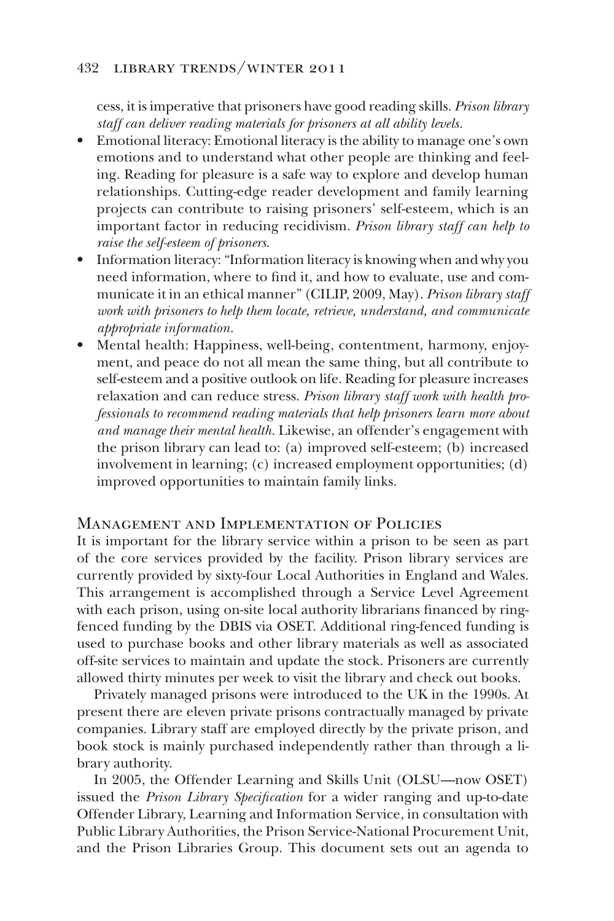cess, it is imperative that prisoners have good reading skills. *Prison library staff can deliver reading materials for prisoners at all ability levels.*

- Emotional literacy: Emotional literacy is the ability to manage one's own emotions and to understand what other people are thinking and feeling. Reading for pleasure is a safe way to explore and develop human relationships. Cutting-edge reader development and family learning projects can contribute to raising prisoners' self-esteem, which is an important factor in reducing recidivism. *Prison library staff can help to raise the self-esteem of prisoners.*
- Information literacy: "Information literacy is knowing when and why you need information, where to find it, and how to evaluate, use and communicate it in an ethical manner" (CILIP, 2009, May). *Prison library staff work with prisoners to help them locate, retrieve, understand, and communicate appropriate information.*
- Mental health: Happiness, well-being, contentment, harmony, enjoyment, and peace do not all mean the same thing, but all contribute to self-esteem and a positive outlook on life. Reading for pleasure increases relaxation and can reduce stress. *Prison library staff work with health professionals to recommend reading materials that help prisoners learn more about and manage their mental health.* Likewise, an offender's engagement with the prison library can lead to: (a) improved self-esteem; (b) increased involvement in learning; (c) increased employment opportunities; (d) improved opportunities to maintain family links.

## Management and Implementation of Policies

It is important for the library service within a prison to be seen as part of the core services provided by the facility. Prison library services are currently provided by sixty-four Local Authorities in England and Wales. This arrangement is accomplished through a Service Level Agreement with each prison, using on-site local authority librarians financed by ring-fenced funding by the DBIS via OSET. Additional ring-fenced funding is used to purchase books and other library materials as well as associated off-site services to maintain and update the stock. Prisoners are currently allowed thirty minutes per week to visit the library and check out books.

Privately managed prisons were introduced to the UK in the 1990s. At present there are eleven private prisons contractually managed by private companies. Library staff are employed directly by the private prison, and book stock is mainly purchased independently rather than through a library authority.

In 2005, the Offender Learning and Skills Unit (OLSU—now OSET) issued the *Prison Library Specification* for a wider ranging and up-to-date Offender Library, Learning and Information Service, in consultation with Public Library Authorities, the Prison Service-National Procurement Unit, and the Prison Libraries Group. This document sets out an agenda to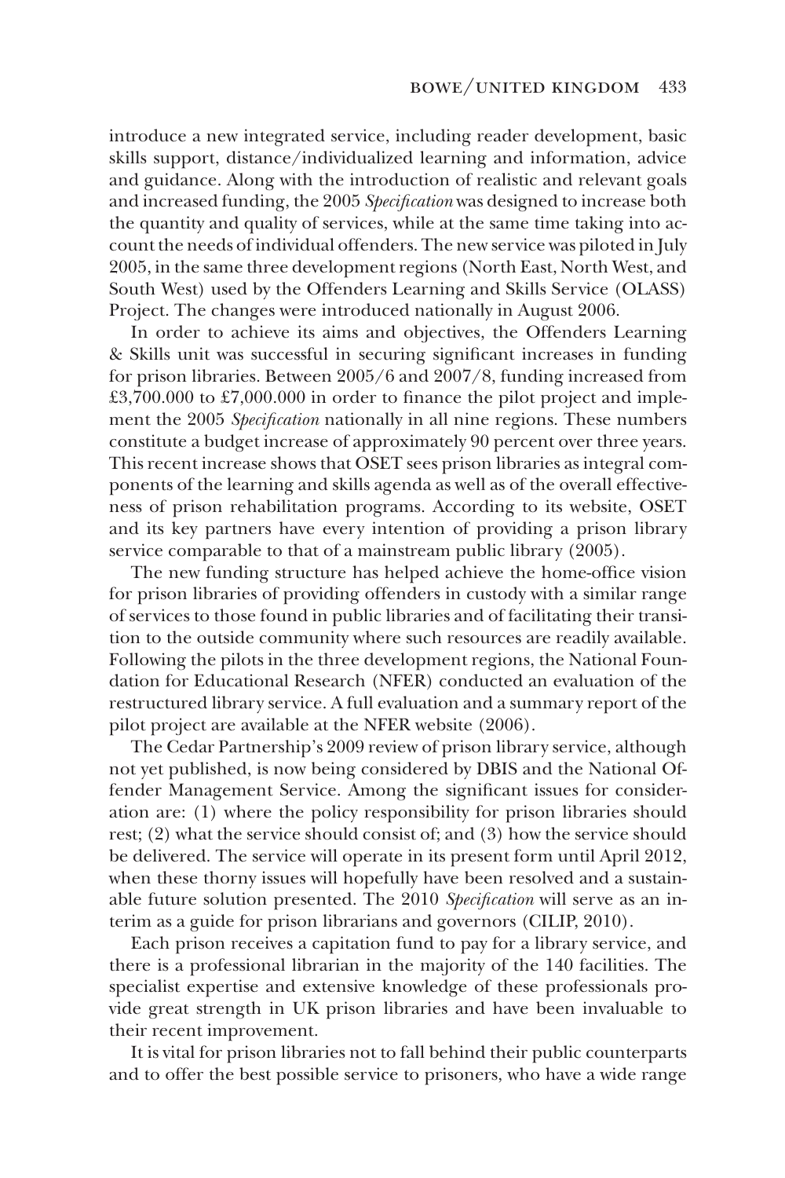introduce a new integrated service, including reader development, basic skills support, distance/individualized learning and information, advice and guidance. Along with the introduction of realistic and relevant goals and increased funding, the 2005 *Specification* was designed to increase both the quantity and quality of services, while at the same time taking into account the needs of individual offenders. The new service was piloted in July 2005, in the same three development regions (North East, North West, and South West) used by the Offenders Learning and Skills Service (OLASS) Project. The changes were introduced nationally in August 2006.

In order to achieve its aims and objectives, the Offenders Learning & Skills unit was successful in securing significant increases in funding for prison libraries. Between 2005/6 and 2007/8, funding increased from £3,700.000 to £7,000.000 in order to finance the pilot project and implement the 2005 *Specification* nationally in all nine regions. These numbers constitute a budget increase of approximately 90 percent over three years. This recent increase shows that OSET sees prison libraries as integral components of the learning and skills agenda as well as of the overall effectiveness of prison rehabilitation programs. According to its website, OSET and its key partners have every intention of providing a prison library service comparable to that of a mainstream public library (2005).

The new funding structure has helped achieve the home-office vision for prison libraries of providing offenders in custody with a similar range of services to those found in public libraries and of facilitating their transition to the outside community where such resources are readily available. Following the pilots in the three development regions, the National Foundation for Educational Research (NFER) conducted an evaluation of the restructured library service. A full evaluation and a summary report of the pilot project are available at the NFER website (2006).

The Cedar Partnership's 2009 review of prison library service, although not yet published, is now being considered by DBIS and the National Offender Management Service. Among the significant issues for consideration are: (1) where the policy responsibility for prison libraries should rest; (2) what the service should consist of; and (3) how the service should be delivered. The service will operate in its present form until April 2012, when these thorny issues will hopefully have been resolved and a sustainable future solution presented. The 2010 *Specification* will serve as an interim as a guide for prison librarians and governors (CILIP, 2010).

Each prison receives a capitation fund to pay for a library service, and there is a professional librarian in the majority of the 140 facilities. The specialist expertise and extensive knowledge of these professionals provide great strength in UK prison libraries and have been invaluable to their recent improvement.

It is vital for prison libraries not to fall behind their public counterparts and to offer the best possible service to prisoners, who have a wide range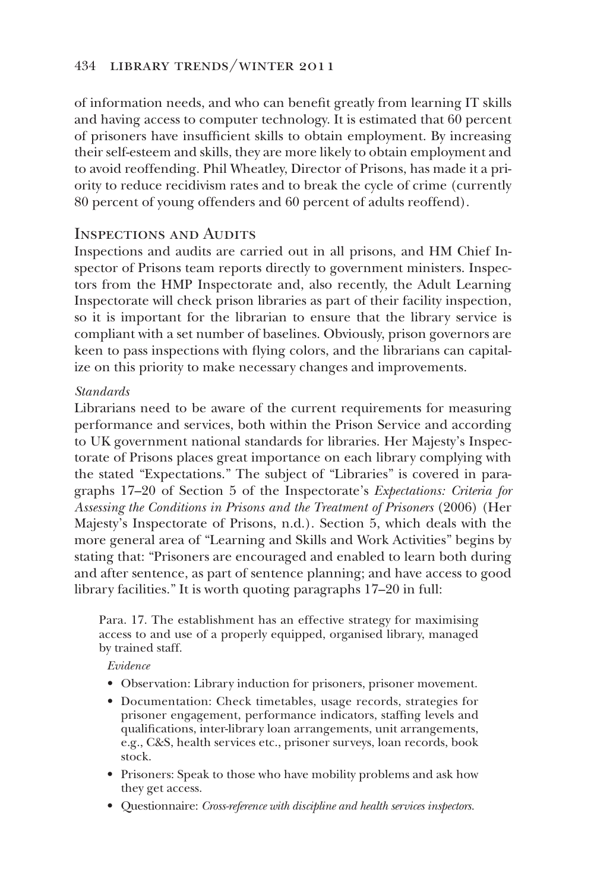of information needs, and who can benefit greatly from learning IT skills and having access to computer technology. It is estimated that 60 percent of prisoners have insufficient skills to obtain employment. By increasing their self-esteem and skills, they are more likely to obtain employment and to avoid reoffending. Phil Wheatley, Director of Prisons, has made it a priority to reduce recidivism rates and to break the cycle of crime (currently 80 percent of young offenders and 60 percent of adults reoffend).

## Inspections and Audits

Inspections and audits are carried out in all prisons, and HM Chief Inspector of Prisons team reports directly to government ministers. Inspectors from the HMP Inspectorate and, also recently, the Adult Learning Inspectorate will check prison libraries as part of their facility inspection, so it is important for the librarian to ensure that the library service is compliant with a set number of baselines. Obviously, prison governors are keen to pass inspections with flying colors, and the librarians can capitalize on this priority to make necessary changes and improvements.

### *Standards*

Librarians need to be aware of the current requirements for measuring performance and services, both within the Prison Service and according to UK government national standards for libraries. Her Majesty's Inspectorate of Prisons places great importance on each library complying with the stated "Expectations." The subject of "Libraries" is covered in paragraphs 17–20 of Section 5 of the Inspectorate's *Expectations: Criteria for Assessing the Conditions in Prisons and the Treatment of Prisoners* (2006) (Her Majesty's Inspectorate of Prisons, n.d.). Section 5, which deals with the more general area of "Learning and Skills and Work Activities" begins by stating that: "Prisoners are encouraged and enabled to learn both during and after sentence, as part of sentence planning; and have access to good library facilities." It is worth quoting paragraphs 17–20 in full:

> Para. 17. The establishment has an effective strategy for maximising access to and use of a properly equipped, organised library, managed by trained staff.
>
> *Evidence*
>
> - Observation: Library induction for prisoners, prisoner movement.
> - Documentation: Check timetables, usage records, strategies for prisoner engagement, performance indicators, staffing levels and qualifications, inter-library loan arrangements, unit arrangements, e.g., C&S, health services etc., prisoner surveys, loan records, book stock.
> - Prisoners: Speak to those who have mobility problems and ask how they get access.
> - Questionnaire: *Cross-reference with discipline and health services inspectors.*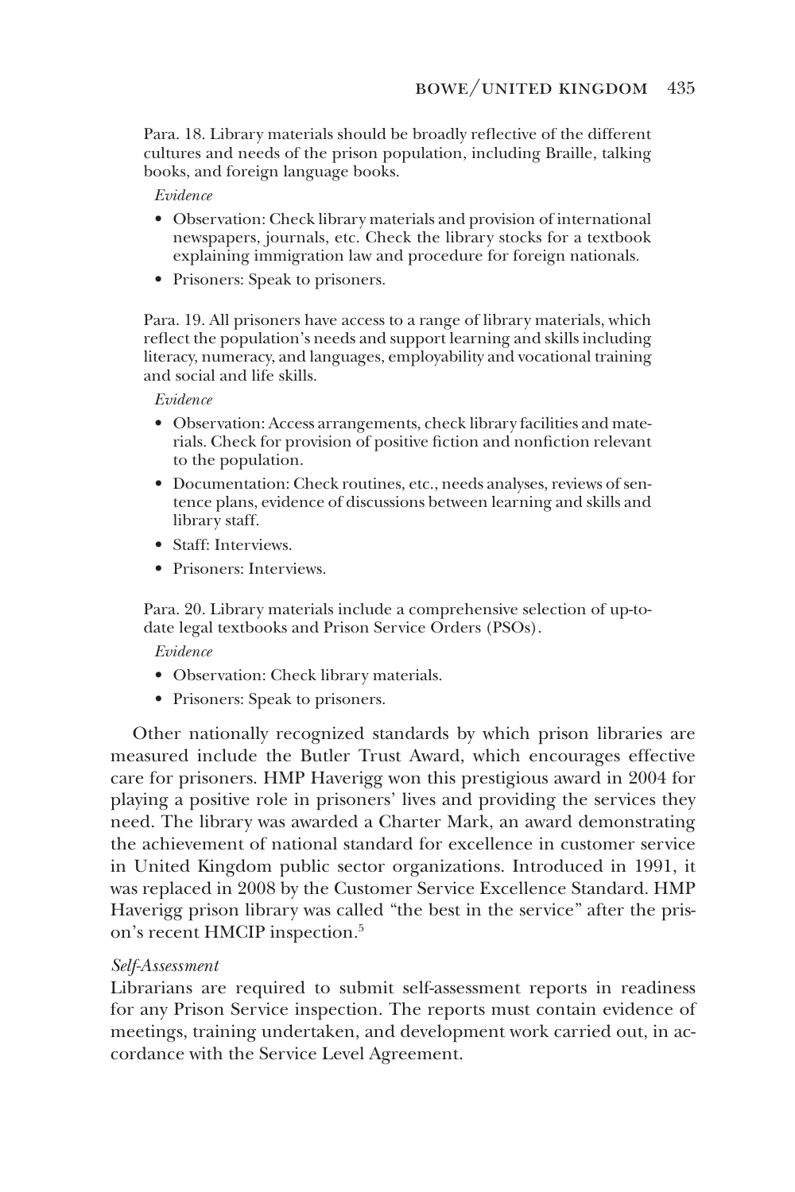Para. 18. Library materials should be broadly reflective of the different cultures and needs of the prison population, including Braille, talking books, and foreign language books.

*Evidence*

- Observation: Check library materials and provision of international newspapers, journals, etc. Check the library stocks for a textbook explaining immigration law and procedure for foreign nationals.
- Prisoners: Speak to prisoners.

Para. 19. All prisoners have access to a range of library materials, which reflect the population's needs and support learning and skills including literacy, numeracy, and languages, employability and vocational training and social and life skills.

*Evidence*

- Observation: Access arrangements, check library facilities and materials. Check for provision of positive fiction and nonfiction relevant to the population.
- Documentation: Check routines, etc., needs analyses, reviews of sentence plans, evidence of discussions between learning and skills and library staff.
- Staff: Interviews.
- Prisoners: Interviews.

Para. 20. Library materials include a comprehensive selection of up-to-date legal textbooks and Prison Service Orders (PSOs).

*Evidence*

- Observation: Check library materials.
- Prisoners: Speak to prisoners.

Other nationally recognized standards by which prison libraries are measured include the Butler Trust Award, which encourages effective care for prisoners. HMP Haverigg won this prestigious award in 2004 for playing a positive role in prisoners' lives and providing the services they need. The library was awarded a Charter Mark, an award demonstrating the achievement of national standard for excellence in customer service in United Kingdom public sector organizations. Introduced in 1991, it was replaced in 2008 by the Customer Service Excellence Standard. HMP Haverigg prison library was called "the best in the service" after the prison's recent HMCIP inspection.[5]

*Self-Assessment*

Librarians are required to submit self-assessment reports in readiness for any Prison Service inspection. The reports must contain evidence of meetings, training undertaken, and development work carried out, in accordance with the Service Level Agreement.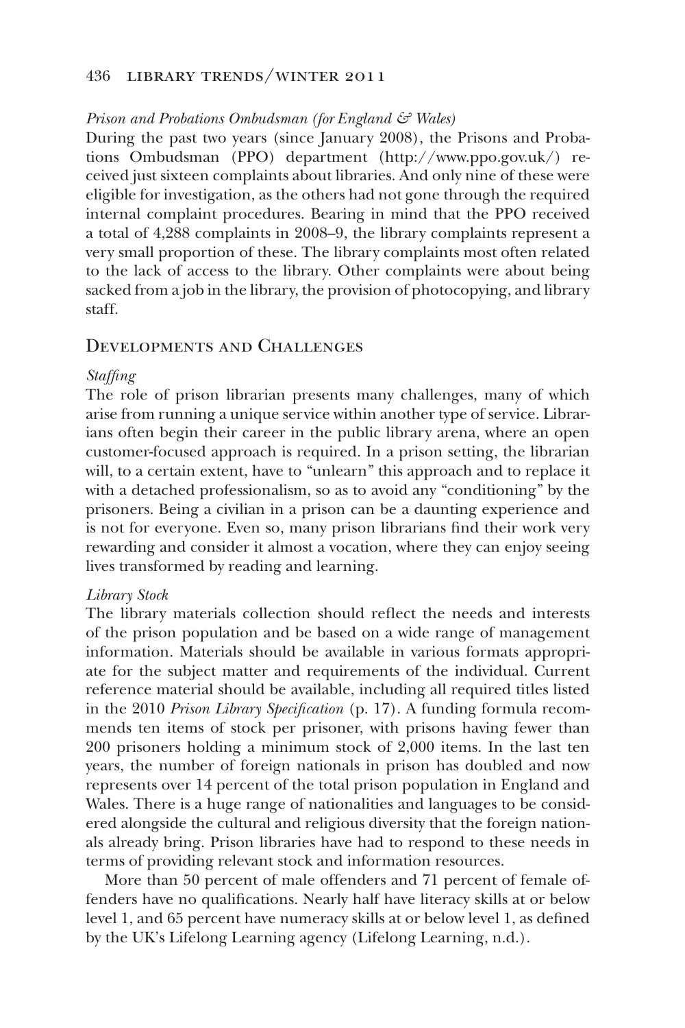*Prison and Probations Ombudsman (for England & Wales)*

During the past two years (since January 2008), the Prisons and Probations Ombudsman (PPO) department (http://www.ppo.gov.uk/) received just sixteen complaints about libraries. And only nine of these were eligible for investigation, as the others had not gone through the required internal complaint procedures. Bearing in mind that the PPO received a total of 4,288 complaints in 2008–9, the library complaints represent a very small proportion of these. The library complaints most often related to the lack of access to the library. Other complaints were about being sacked from a job in the library, the provision of photocopying, and library staff.

## Developments and Challenges

*Staffing*

The role of prison librarian presents many challenges, many of which arise from running a unique service within another type of service. Librarians often begin their career in the public library arena, where an open customer-focused approach is required. In a prison setting, the librarian will, to a certain extent, have to "unlearn" this approach and to replace it with a detached professionalism, so as to avoid any "conditioning" by the prisoners. Being a civilian in a prison can be a daunting experience and is not for everyone. Even so, many prison librarians find their work very rewarding and consider it almost a vocation, where they can enjoy seeing lives transformed by reading and learning.

*Library Stock*

The library materials collection should reflect the needs and interests of the prison population and be based on a wide range of management information. Materials should be available in various formats appropriate for the subject matter and requirements of the individual. Current reference material should be available, including all required titles listed in the 2010 *Prison Library Specification* (p. 17). A funding formula recommends ten items of stock per prisoner, with prisons having fewer than 200 prisoners holding a minimum stock of 2,000 items. In the last ten years, the number of foreign nationals in prison has doubled and now represents over 14 percent of the total prison population in England and Wales. There is a huge range of nationalities and languages to be considered alongside the cultural and religious diversity that the foreign nationals already bring. Prison libraries have had to respond to these needs in terms of providing relevant stock and information resources.

More than 50 percent of male offenders and 71 percent of female offenders have no qualifications. Nearly half have literacy skills at or below level 1, and 65 percent have numeracy skills at or below level 1, as defined by the UK's Lifelong Learning agency (Lifelong Learning, n.d.).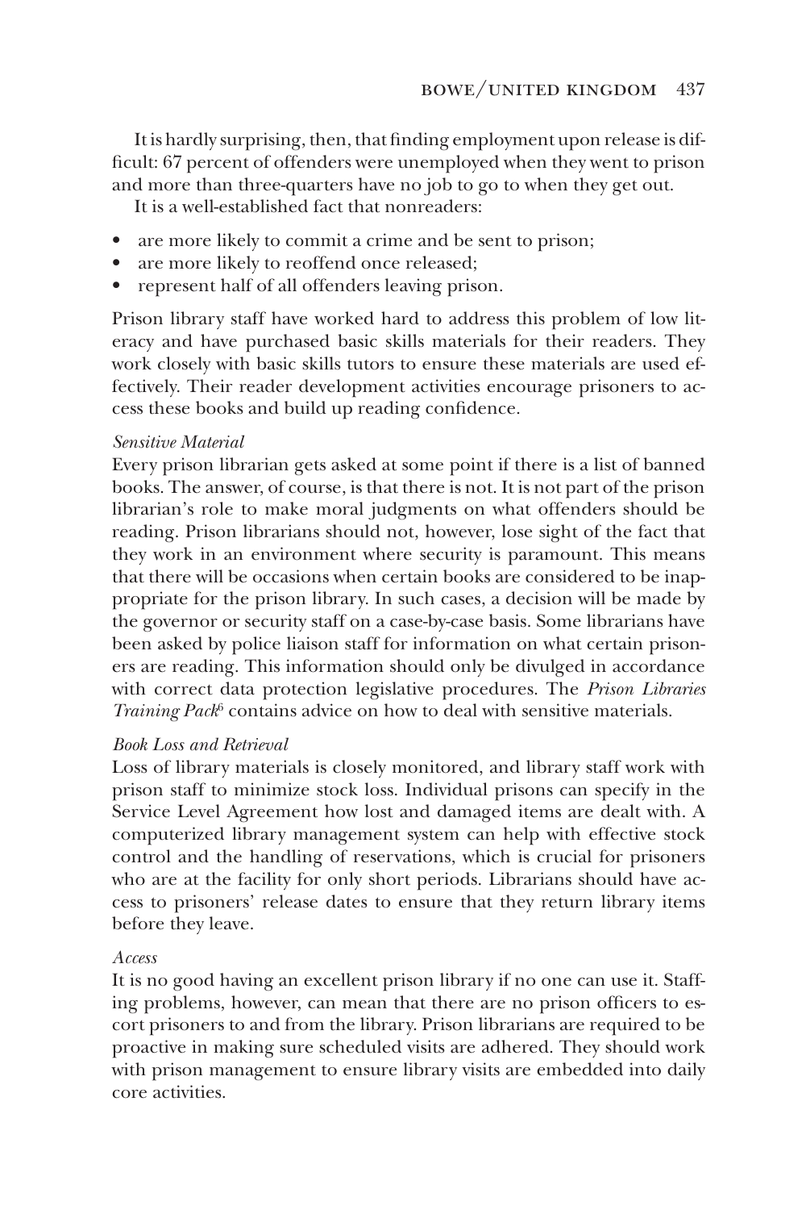It is hardly surprising, then, that finding employment upon release is difficult: 67 percent of offenders were unemployed when they went to prison and more than three-quarters have no job to go to when they get out.

It is a well-established fact that nonreaders:

- are more likely to commit a crime and be sent to prison;
- are more likely to reoffend once released;
- represent half of all offenders leaving prison.

Prison library staff have worked hard to address this problem of low literacy and have purchased basic skills materials for their readers. They work closely with basic skills tutors to ensure these materials are used effectively. Their reader development activities encourage prisoners to access these books and build up reading confidence.

*Sensitive Material*

Every prison librarian gets asked at some point if there is a list of banned books. The answer, of course, is that there is not. It is not part of the prison librarian's role to make moral judgments on what offenders should be reading. Prison librarians should not, however, lose sight of the fact that they work in an environment where security is paramount. This means that there will be occasions when certain books are considered to be inappropriate for the prison library. In such cases, a decision will be made by the governor or security staff on a case-by-case basis. Some librarians have been asked by police liaison staff for information on what certain prisoners are reading. This information should only be divulged in accordance with correct data protection legislative procedures. The *Prison Libraries Training Pack*[6] contains advice on how to deal with sensitive materials.

*Book Loss and Retrieval*

Loss of library materials is closely monitored, and library staff work with prison staff to minimize stock loss. Individual prisons can specify in the Service Level Agreement how lost and damaged items are dealt with. A computerized library management system can help with effective stock control and the handling of reservations, which is crucial for prisoners who are at the facility for only short periods. Librarians should have access to prisoners' release dates to ensure that they return library items before they leave.

*Access*

It is no good having an excellent prison library if no one can use it. Staffing problems, however, can mean that there are no prison officers to escort prisoners to and from the library. Prison librarians are required to be proactive in making sure scheduled visits are adhered. They should work with prison management to ensure library visits are embedded into daily core activities.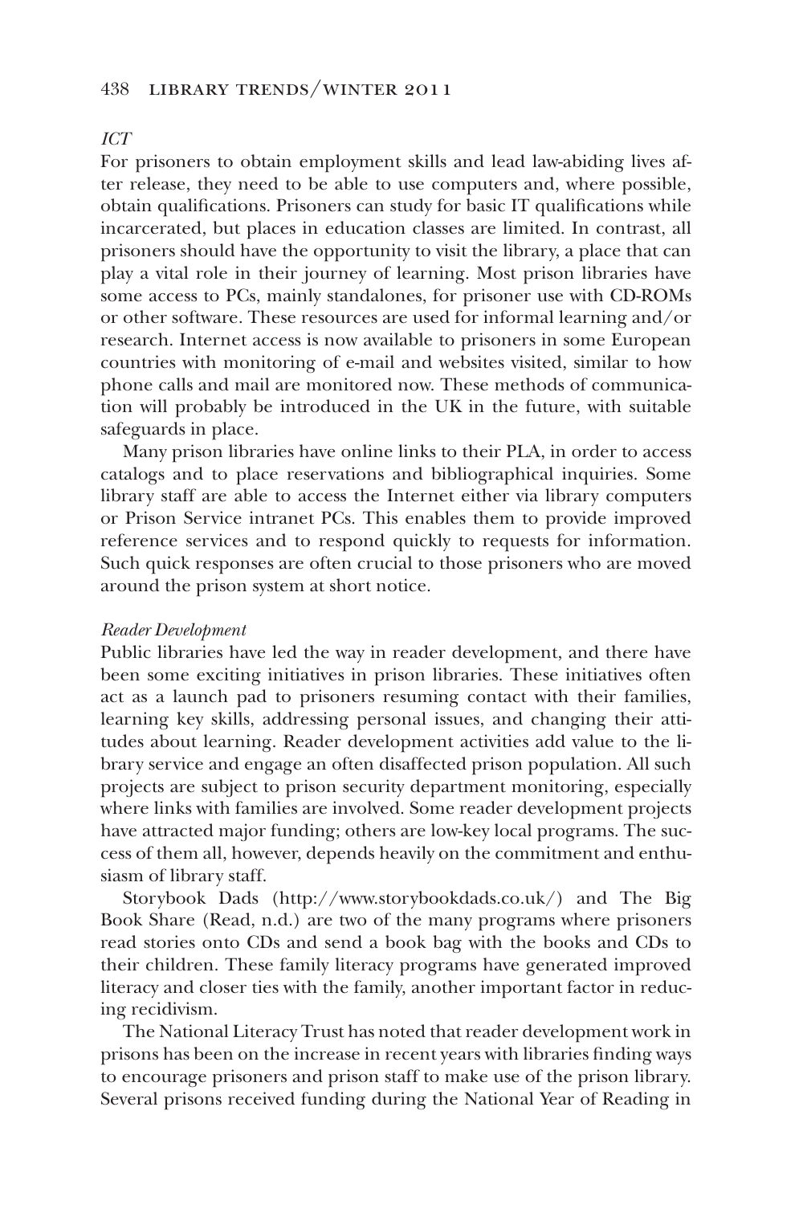### *ICT*

For prisoners to obtain employment skills and lead law-abiding lives after release, they need to be able to use computers and, where possible, obtain qualifications. Prisoners can study for basic IT qualifications while incarcerated, but places in education classes are limited. In contrast, all prisoners should have the opportunity to visit the library, a place that can play a vital role in their journey of learning. Most prison libraries have some access to PCs, mainly standalones, for prisoner use with CD-ROMs or other software. These resources are used for informal learning and/or research. Internet access is now available to prisoners in some European countries with monitoring of e-mail and websites visited, similar to how phone calls and mail are monitored now. These methods of communication will probably be introduced in the UK in the future, with suitable safeguards in place.

Many prison libraries have online links to their PLA, in order to access catalogs and to place reservations and bibliographical inquiries. Some library staff are able to access the Internet either via library computers or Prison Service intranet PCs. This enables them to provide improved reference services and to respond quickly to requests for information. Such quick responses are often crucial to those prisoners who are moved around the prison system at short notice.

### *Reader Development*

Public libraries have led the way in reader development, and there have been some exciting initiatives in prison libraries. These initiatives often act as a launch pad to prisoners resuming contact with their families, learning key skills, addressing personal issues, and changing their attitudes about learning. Reader development activities add value to the library service and engage an often disaffected prison population. All such projects are subject to prison security department monitoring, especially where links with families are involved. Some reader development projects have attracted major funding; others are low-key local programs. The success of them all, however, depends heavily on the commitment and enthusiasm of library staff.

Storybook Dads (http://www.storybookdads.co.uk/) and The Big Book Share (Read, n.d.) are two of the many programs where prisoners read stories onto CDs and send a book bag with the books and CDs to their children. These family literacy programs have generated improved literacy and closer ties with the family, another important factor in reducing recidivism.

The National Literacy Trust has noted that reader development work in prisons has been on the increase in recent years with libraries finding ways to encourage prisoners and prison staff to make use of the prison library. Several prisons received funding during the National Year of Reading in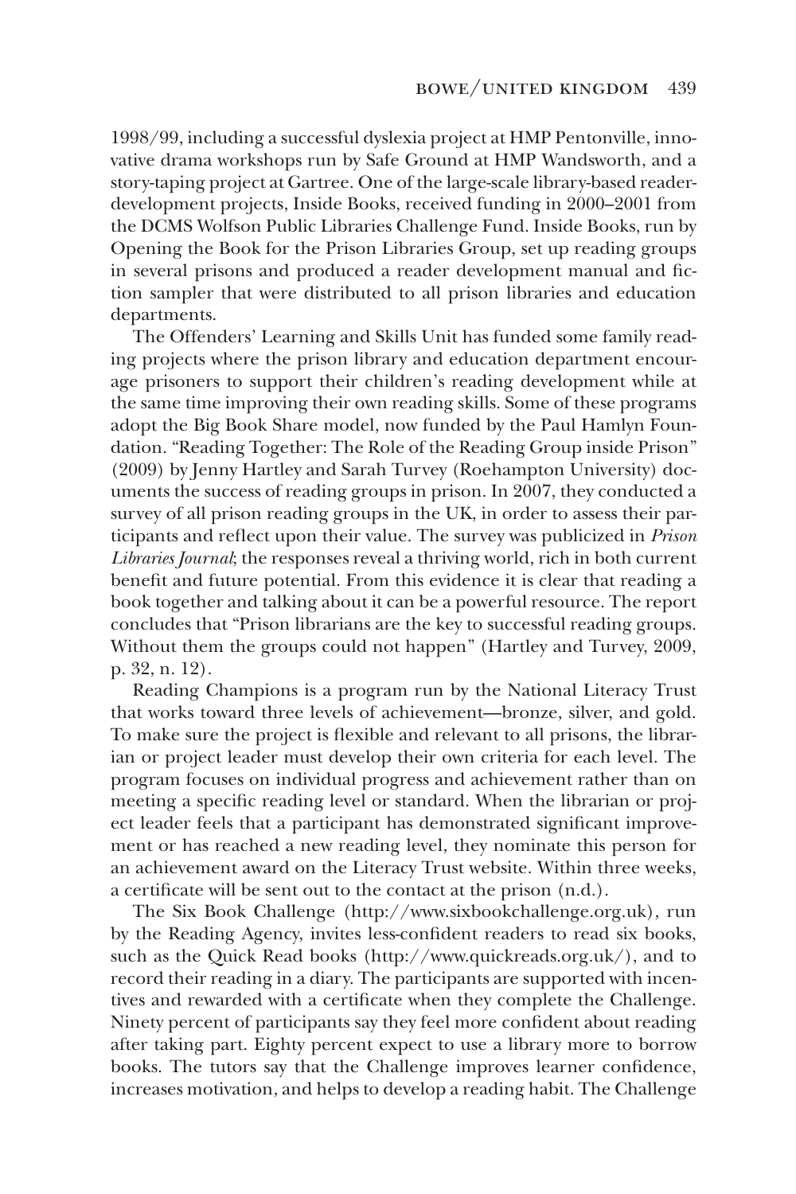1998/99, including a successful dyslexia project at HMP Pentonville, innovative drama workshops run by Safe Ground at HMP Wandsworth, and a story-taping project at Gartree. One of the large-scale library-based reader-development projects, Inside Books, received funding in 2000–2001 from the DCMS Wolfson Public Libraries Challenge Fund. Inside Books, run by Opening the Book for the Prison Libraries Group, set up reading groups in several prisons and produced a reader development manual and fiction sampler that were distributed to all prison libraries and education departments.

The Offenders' Learning and Skills Unit has funded some family reading projects where the prison library and education department encourage prisoners to support their children's reading development while at the same time improving their own reading skills. Some of these programs adopt the Big Book Share model, now funded by the Paul Hamlyn Foundation. "Reading Together: The Role of the Reading Group inside Prison" (2009) by Jenny Hartley and Sarah Turvey (Roehampton University) documents the success of reading groups in prison. In 2007, they conducted a survey of all prison reading groups in the UK, in order to assess their participants and reflect upon their value. The survey was publicized in *Prison Libraries Journal*; the responses reveal a thriving world, rich in both current benefit and future potential. From this evidence it is clear that reading a book together and talking about it can be a powerful resource. The report concludes that "Prison librarians are the key to successful reading groups. Without them the groups could not happen" (Hartley and Turvey, 2009, p. 32, n. 12).

Reading Champions is a program run by the National Literacy Trust that works toward three levels of achievement—bronze, silver, and gold. To make sure the project is flexible and relevant to all prisons, the librarian or project leader must develop their own criteria for each level. The program focuses on individual progress and achievement rather than on meeting a specific reading level or standard. When the librarian or project leader feels that a participant has demonstrated significant improvement or has reached a new reading level, they nominate this person for an achievement award on the Literacy Trust website. Within three weeks, a certificate will be sent out to the contact at the prison (n.d.).

The Six Book Challenge (http://www.sixbookchallenge.org.uk), run by the Reading Agency, invites less-confident readers to read six books, such as the Quick Read books (http://www.quickreads.org.uk/), and to record their reading in a diary. The participants are supported with incentives and rewarded with a certificate when they complete the Challenge. Ninety percent of participants say they feel more confident about reading after taking part. Eighty percent expect to use a library more to borrow books. The tutors say that the Challenge improves learner confidence, increases motivation, and helps to develop a reading habit. The Challenge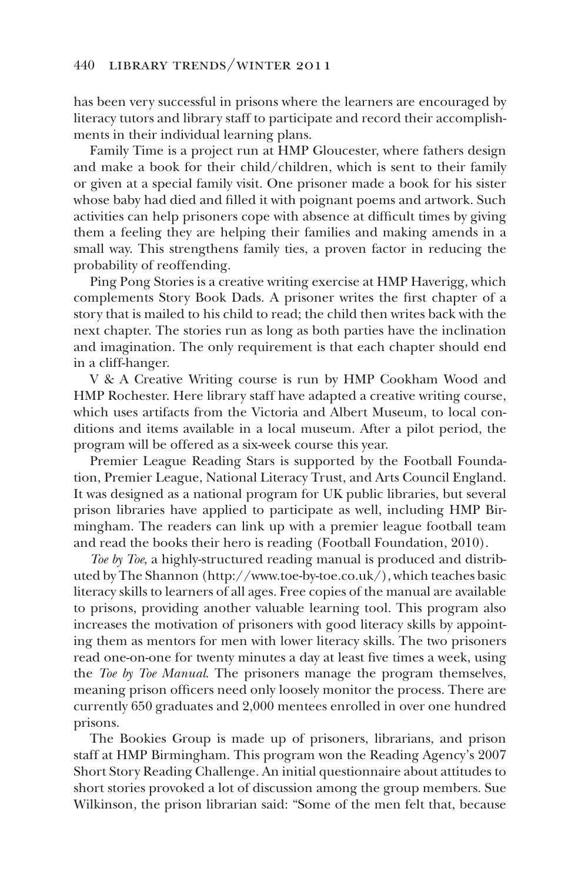has been very successful in prisons where the learners are encouraged by literacy tutors and library staff to participate and record their accomplishments in their individual learning plans.

Family Time is a project run at HMP Gloucester, where fathers design and make a book for their child/children, which is sent to their family or given at a special family visit. One prisoner made a book for his sister whose baby had died and filled it with poignant poems and artwork. Such activities can help prisoners cope with absence at difficult times by giving them a feeling they are helping their families and making amends in a small way. This strengthens family ties, a proven factor in reducing the probability of reoffending.

Ping Pong Stories is a creative writing exercise at HMP Haverigg, which complements Story Book Dads. A prisoner writes the first chapter of a story that is mailed to his child to read; the child then writes back with the next chapter. The stories run as long as both parties have the inclination and imagination. The only requirement is that each chapter should end in a cliff-hanger.

V & A Creative Writing course is run by HMP Cookham Wood and HMP Rochester. Here library staff have adapted a creative writing course, which uses artifacts from the Victoria and Albert Museum, to local conditions and items available in a local museum. After a pilot period, the program will be offered as a six-week course this year.

Premier League Reading Stars is supported by the Football Foundation, Premier League, National Literacy Trust, and Arts Council England. It was designed as a national program for UK public libraries, but several prison libraries have applied to participate as well, including HMP Birmingham. The readers can link up with a premier league football team and read the books their hero is reading (Football Foundation, 2010).

*Toe by Toe*, a highly-structured reading manual is produced and distributed by The Shannon (http://www.toe-by-toe.co.uk/), which teaches basic literacy skills to learners of all ages. Free copies of the manual are available to prisons, providing another valuable learning tool. This program also increases the motivation of prisoners with good literacy skills by appointing them as mentors for men with lower literacy skills. The two prisoners read one-on-one for twenty minutes a day at least five times a week, using the *Toe by Toe Manual*. The prisoners manage the program themselves, meaning prison officers need only loosely monitor the process. There are currently 650 graduates and 2,000 mentees enrolled in over one hundred prisons.

The Bookies Group is made up of prisoners, librarians, and prison staff at HMP Birmingham. This program won the Reading Agency's 2007 Short Story Reading Challenge. An initial questionnaire about attitudes to short stories provoked a lot of discussion among the group members. Sue Wilkinson, the prison librarian said: "Some of the men felt that, because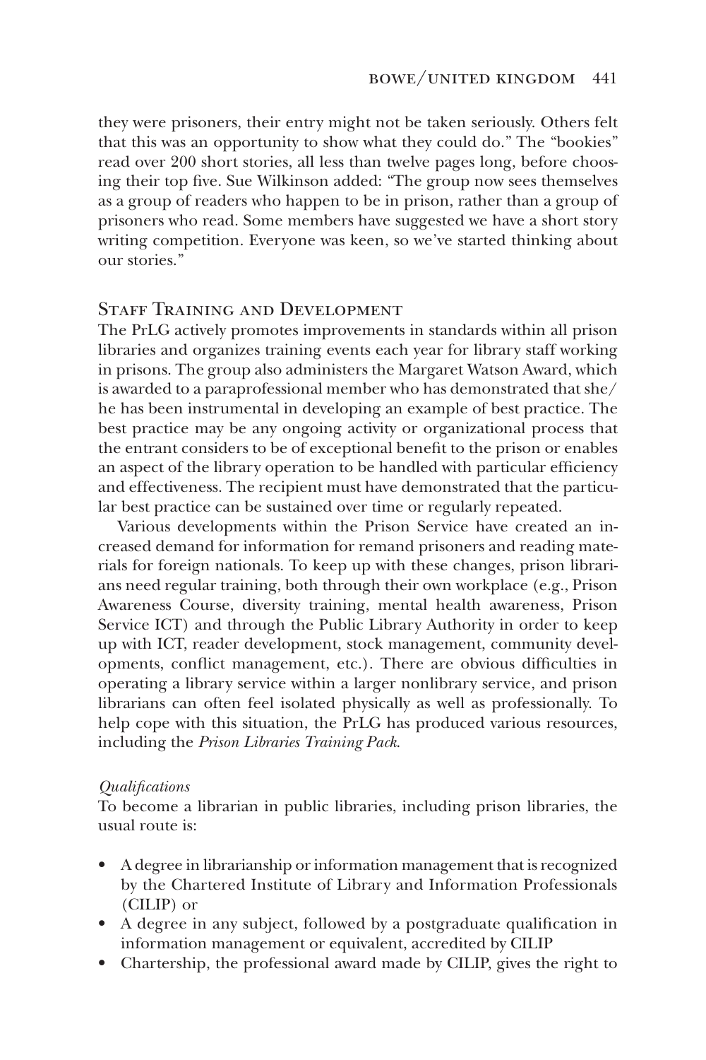they were prisoners, their entry might not be taken seriously. Others felt that this was an opportunity to show what they could do." The "bookies" read over 200 short stories, all less than twelve pages long, before choosing their top five. Sue Wilkinson added: "The group now sees themselves as a group of readers who happen to be in prison, rather than a group of prisoners who read. Some members have suggested we have a short story writing competition. Everyone was keen, so we've started thinking about our stories."

## Staff Training and Development

The PrLG actively promotes improvements in standards within all prison libraries and organizes training events each year for library staff working in prisons. The group also administers the Margaret Watson Award, which is awarded to a paraprofessional member who has demonstrated that she/he has been instrumental in developing an example of best practice. The best practice may be any ongoing activity or organizational process that the entrant considers to be of exceptional benefit to the prison or enables an aspect of the library operation to be handled with particular efficiency and effectiveness. The recipient must have demonstrated that the particular best practice can be sustained over time or regularly repeated.

Various developments within the Prison Service have created an increased demand for information for remand prisoners and reading materials for foreign nationals. To keep up with these changes, prison librarians need regular training, both through their own workplace (e.g., Prison Awareness Course, diversity training, mental health awareness, Prison Service ICT) and through the Public Library Authority in order to keep up with ICT, reader development, stock management, community developments, conflict management, etc.). There are obvious difficulties in operating a library service within a larger nonlibrary service, and prison librarians can often feel isolated physically as well as professionally. To help cope with this situation, the PrLG has produced various resources, including the *Prison Libraries Training Pack*.

### *Qualifications*

To become a librarian in public libraries, including prison libraries, the usual route is:

- A degree in librarianship or information management that is recognized by the Chartered Institute of Library and Information Professionals (CILIP) or
- A degree in any subject, followed by a postgraduate qualification in information management or equivalent, accredited by CILIP
- Chartership, the professional award made by CILIP, gives the right to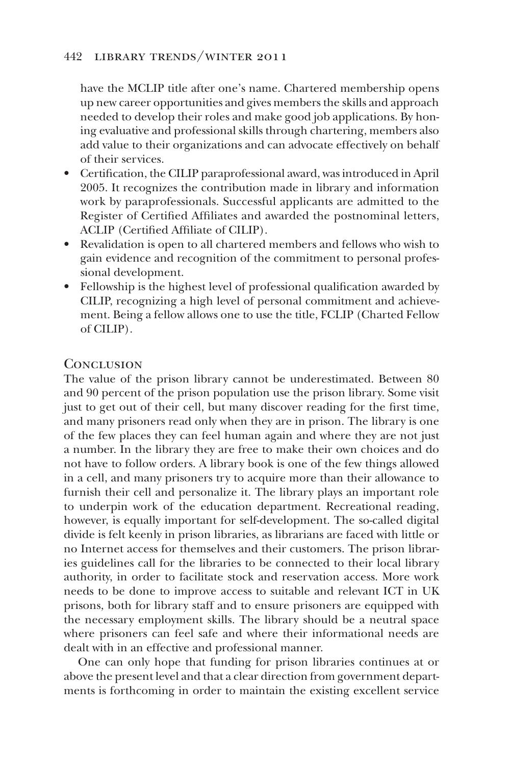have the MCLIP title after one's name. Chartered membership opens up new career opportunities and gives members the skills and approach needed to develop their roles and make good job applications. By honing evaluative and professional skills through chartering, members also add value to their organizations and can advocate effectively on behalf of their services.

- Certification, the CILIP paraprofessional award, was introduced in April 2005. It recognizes the contribution made in library and information work by paraprofessionals. Successful applicants are admitted to the Register of Certified Affiliates and awarded the postnominal letters, ACLIP (Certified Affiliate of CILIP).
- Revalidation is open to all chartered members and fellows who wish to gain evidence and recognition of the commitment to personal professional development.
- Fellowship is the highest level of professional qualification awarded by CILIP, recognizing a high level of personal commitment and achievement. Being a fellow allows one to use the title, FCLIP (Charted Fellow of CILIP).

## Conclusion

The value of the prison library cannot be underestimated. Between 80 and 90 percent of the prison population use the prison library. Some visit just to get out of their cell, but many discover reading for the first time, and many prisoners read only when they are in prison. The library is one of the few places they can feel human again and where they are not just a number. In the library they are free to make their own choices and do not have to follow orders. A library book is one of the few things allowed in a cell, and many prisoners try to acquire more than their allowance to furnish their cell and personalize it. The library plays an important role to underpin work of the education department. Recreational reading, however, is equally important for self-development. The so-called digital divide is felt keenly in prison libraries, as librarians are faced with little or no Internet access for themselves and their customers. The prison libraries guidelines call for the libraries to be connected to their local library authority, in order to facilitate stock and reservation access. More work needs to be done to improve access to suitable and relevant ICT in UK prisons, both for library staff and to ensure prisoners are equipped with the necessary employment skills. The library should be a neutral space where prisoners can feel safe and where their informational needs are dealt with in an effective and professional manner.

One can only hope that funding for prison libraries continues at or above the present level and that a clear direction from government departments is forthcoming in order to maintain the existing excellent service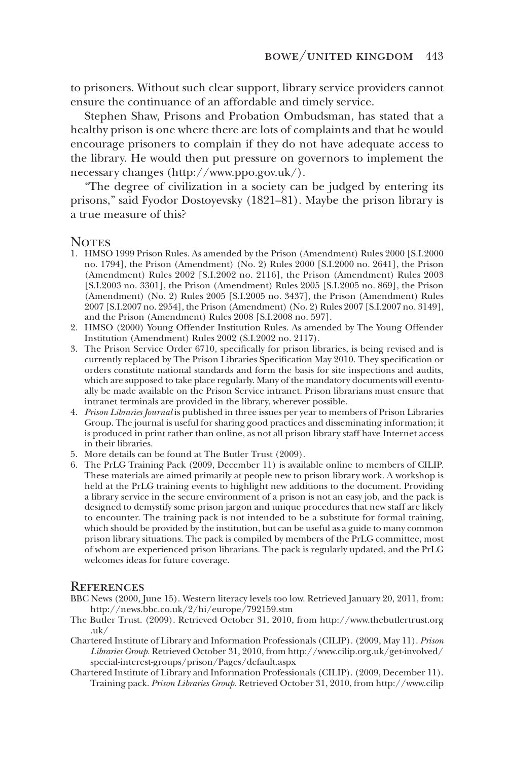to prisoners. Without such clear support, library service providers cannot ensure the continuance of an affordable and timely service.

Stephen Shaw, Prisons and Probation Ombudsman, has stated that a healthy prison is one where there are lots of complaints and that he would encourage prisoners to complain if they do not have adequate access to the library. He would then put pressure on governors to implement the necessary changes (http://www.ppo.gov.uk/).

"The degree of civilization in a society can be judged by entering its prisons," said Fyodor Dostoyevsky (1821–81). Maybe the prison library is a true measure of this?

## Notes

1. HMSO 1999 Prison Rules. As amended by the Prison (Amendment) Rules 2000 [S.I.2000 no. 1794], the Prison (Amendment) (No. 2) Rules 2000 [S.I.2000 no. 2641], the Prison (Amendment) Rules 2002 [S.I.2002 no. 2116], the Prison (Amendment) Rules 2003 [S.I.2003 no. 3301], the Prison (Amendment) Rules 2005 [S.I.2005 no. 869], the Prison (Amendment) (No. 2) Rules 2005 [S.I.2005 no. 3437], the Prison (Amendment) Rules 2007 [S.I.2007 no. 2954], the Prison (Amendment) (No. 2) Rules 2007 [S.I.2007 no. 3149], and the Prison (Amendment) Rules 2008 [S.I.2008 no. 597].
2. HMSO (2000) Young Offender Institution Rules. As amended by The Young Offender Institution (Amendment) Rules 2002 (S.I.2002 no. 2117).
3. The Prison Service Order 6710, specifically for prison libraries, is being revised and is currently replaced by The Prison Libraries Specification May 2010. They specification or orders constitute national standards and form the basis for site inspections and audits, which are supposed to take place regularly. Many of the mandatory documents will eventually be made available on the Prison Service intranet. Prison librarians must ensure that intranet terminals are provided in the library, wherever possible.
4. *Prison Libraries Journal* is published in three issues per year to members of Prison Libraries Group. The journal is useful for sharing good practices and disseminating information; it is produced in print rather than online, as not all prison library staff have Internet access in their libraries.
5. More details can be found at The Butler Trust (2009).
6. The PrLG Training Pack (2009, December 11) is available online to members of CILIP. These materials are aimed primarily at people new to prison library work. A workshop is held at the PrLG training events to highlight new additions to the document. Providing a library service in the secure environment of a prison is not an easy job, and the pack is designed to demystify some prison jargon and unique procedures that new staff are likely to encounter. The training pack is not intended to be a substitute for formal training, which should be provided by the institution, but can be useful as a guide to many common prison library situations. The pack is compiled by members of the PrLG committee, most of whom are experienced prison librarians. The pack is regularly updated, and the PrLG welcomes ideas for future coverage.

## References

BBC News (2000, June 15). Western literacy levels too low. Retrieved January 20, 2011, from: http://news.bbc.co.uk/2/hi/europe/792159.stm

The Butler Trust. (2009). Retrieved October 31, 2010, from http://www.thebutlertrust.org.uk/

Chartered Institute of Library and Information Professionals (CILIP). (2009, May 11). *Prison Libraries Group*. Retrieved October 31, 2010, from http://www.cilip.org.uk/get-involved/special-interest-groups/prison/Pages/default.aspx

Chartered Institute of Library and Information Professionals (CILIP). (2009, December 11). Training pack. *Prison Libraries Group*. Retrieved October 31, 2010, from http://www.cilip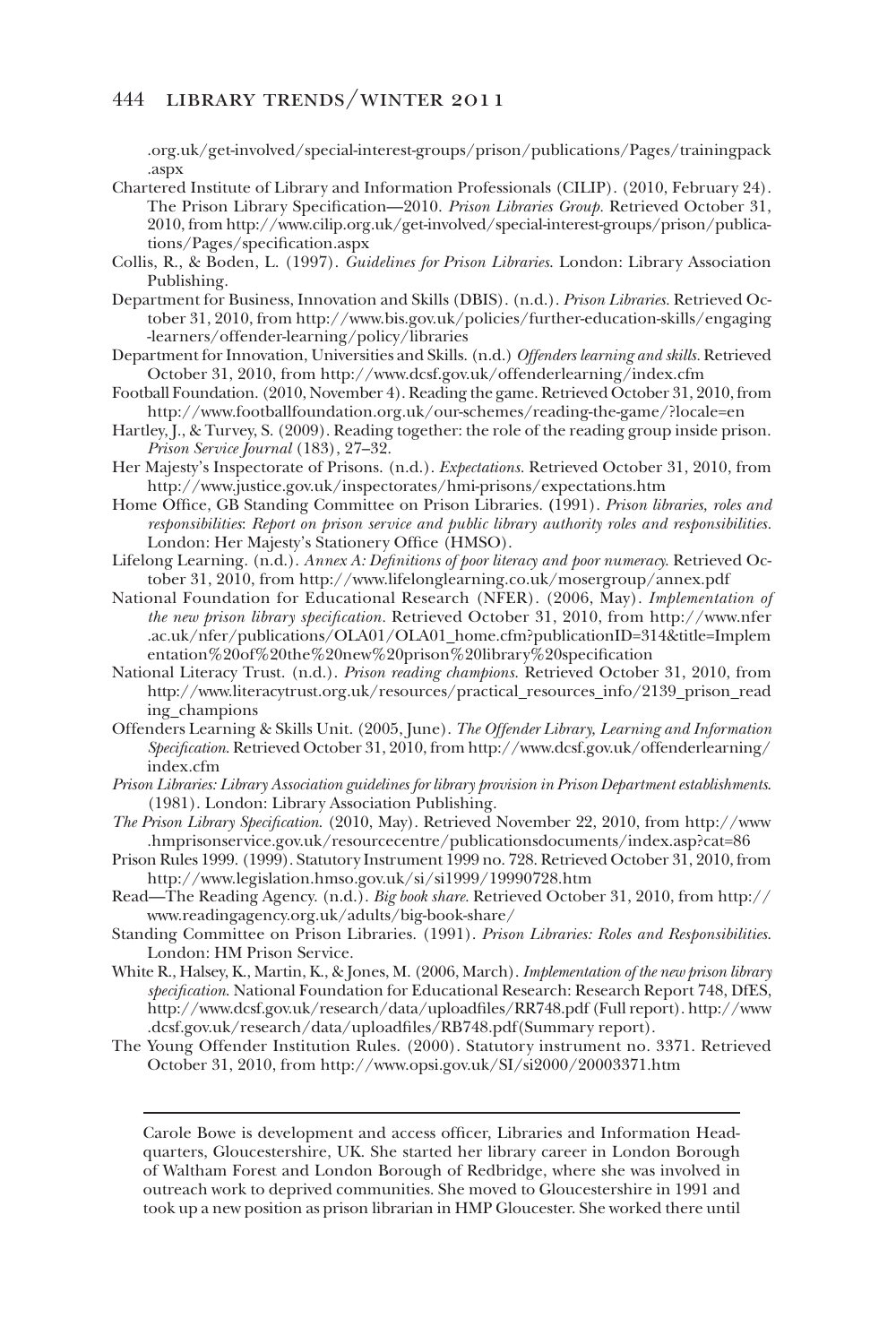.org.uk/get-involved/special-interest-groups/prison/publications/Pages/trainingpack.aspx

Chartered Institute of Library and Information Professionals (CILIP). (2010, February 24). The Prison Library Specification—2010. *Prison Libraries Group.* Retrieved October 31, 2010, from http://www.cilip.org.uk/get-involved/special-interest-groups/prison/publications/Pages/specification.aspx

Collis, R., & Boden, L. (1997). *Guidelines for Prison Libraries*. London: Library Association Publishing.

Department for Business, Innovation and Skills (DBIS). (n.d.). *Prison Libraries.* Retrieved October 31, 2010, from http://www.bis.gov.uk/policies/further-education-skills/engaging-learners/offender-learning/policy/libraries

Department for Innovation, Universities and Skills. (n.d.) *Offenders learning and skills.* Retrieved October 31, 2010, from http://www.dcsf.gov.uk/offenderlearning/index.cfm

Football Foundation. (2010, November 4). Reading the game. Retrieved October 31, 2010, from http://www.footballfoundation.org.uk/our-schemes/reading-the-game/?locale=en

Hartley, J., & Turvey, S. (2009). Reading together: the role of the reading group inside prison. *Prison Service Journal* (183), 27–32.

Her Majesty's Inspectorate of Prisons. (n.d.). *Expectations.* Retrieved October 31, 2010, from http://www.justice.gov.uk/inspectorates/hmi-prisons/expectations.htm

Home Office, GB Standing Committee on Prison Libraries. (1991). *Prison libraries, roles and responsibilities: Report on prison service and public library authority roles and responsibilities.* London: Her Majesty's Stationery Office (HMSO).

Lifelong Learning. (n.d.). *Annex A: Definitions of poor literacy and poor numeracy.* Retrieved October 31, 2010, from http://www.lifelonglearning.co.uk/mosergroup/annex.pdf

National Foundation for Educational Research (NFER). (2006, May). *Implementation of the new prison library specification.* Retrieved October 31, 2010, from http://www.nfer.ac.uk/nfer/publications/OLA01/OLA01_home.cfm?publicationID=314&title=Implementation%20of%20the%20new%20prison%20library%20specification

National Literacy Trust. (n.d.). *Prison reading champions.* Retrieved October 31, 2010, from http://www.literacytrust.org.uk/resources/practical_resources_info/2139_prison_reading_champions

Offenders Learning & Skills Unit. (2005, June). *The Offender Library, Learning and Information Specification.* Retrieved October 31, 2010, from http://www.dcsf.gov.uk/offenderlearning/index.cfm

*Prison Libraries: Library Association guidelines for library provision in Prison Department establishments.* (1981). London: Library Association Publishing.

*The Prison Library Specification.* (2010, May). Retrieved November 22, 2010, from http://www.hmprisonservice.gov.uk/resourcecentre/publicationsdocuments/index.asp?cat=86

Prison Rules 1999. (1999). Statutory Instrument 1999 no. 728. Retrieved October 31, 2010, from http://www.legislation.hmso.gov.uk/si/si1999/19990728.htm

Read—The Reading Agency. (n.d.). *Big book share.* Retrieved October 31, 2010, from http://www.readingagency.org.uk/adults/big-book-share/

Standing Committee on Prison Libraries. (1991). *Prison Libraries: Roles and Responsibilities.* London: HM Prison Service.

White R., Halsey, K., Martin, K., & Jones, M. (2006, March). *Implementation of the new prison library specification.* National Foundation for Educational Research: Research Report 748, DfES, http://www.dcsf.gov.uk/research/data/uploadfiles/RR748.pdf (Full report). http://www.dcsf.gov.uk/research/data/uploadfiles/RB748.pdf(Summary report).

The Young Offender Institution Rules. (2000). Statutory instrument no. 3371. Retrieved October 31, 2010, from http://www.opsi.gov.uk/SI/si2000/20003371.htm

---

Carole Bowe is development and access officer, Libraries and Information Headquarters, Gloucestershire, UK. She started her library career in London Borough of Waltham Forest and London Borough of Redbridge, where she was involved in outreach work to deprived communities. She moved to Gloucestershire in 1991 and took up a new position as prison librarian in HMP Gloucester. She worked there until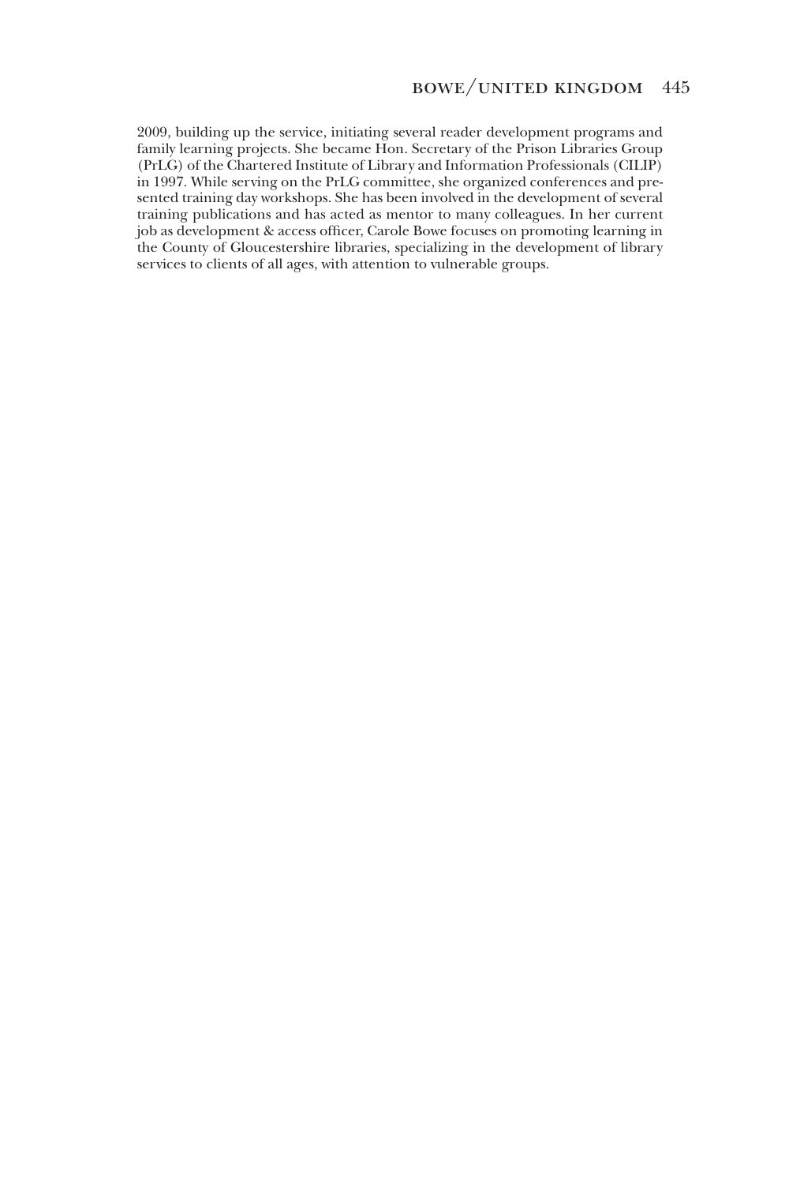2009, building up the service, initiating several reader development programs and family learning projects. She became Hon. Secretary of the Prison Libraries Group (PrLG) of the Chartered Institute of Library and Information Professionals (CILIP) in 1997. While serving on the PrLG committee, she organized conferences and presented training day workshops. She has been involved in the development of several training publications and has acted as mentor to many colleagues. In her current job as development & access officer, Carole Bowe focuses on promoting learning in the County of Gloucestershire libraries, specializing in the development of library services to clients of all ages, with attention to vulnerable groups.